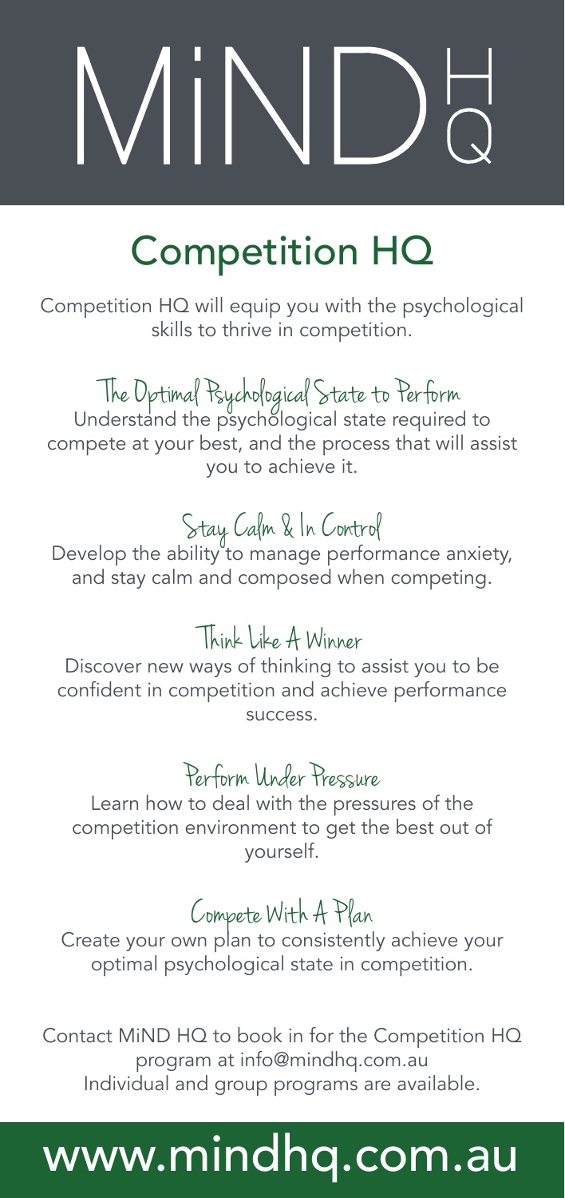# MiND HQ

## Competition HQ

Competition HQ will equip you with the psychological skills to thrive in competition.

### The Optimal Psychological State to Perform

Understand the psychological state required to compete at your best, and the process that will assist you to achieve it.

### Stay Calm & In Control

Develop the ability to manage performance anxiety, and stay calm and composed when competing.

### Think Like A Winner

Discover new ways of thinking to assist you to be confident in competition and achieve performance success.

### Perform Under Pressure

Learn how to deal with the pressures of the competition environment to get the best out of yourself.

### Compete With A Plan

Create your own plan to consistently achieve your optimal psychological state in competition.

Contact MiND HQ to book in for the Competition HQ program at info@mindhq.com.au
Individual and group programs are available.

**www.mindhq.com.au**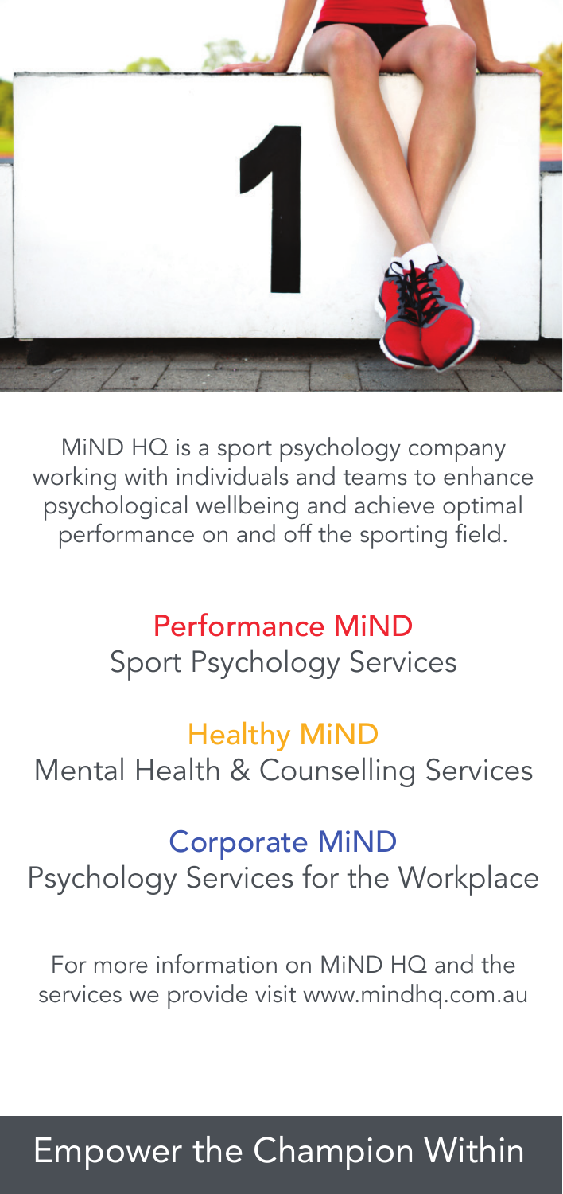MiND HQ is a sport psychology company working with individuals and teams to enhance psychological wellbeing and achieve optimal performance on and off the sporting field.

## Performance MiND
Sport Psychology Services

## Healthy MiND
Mental Health & Counselling Services

## Corporate MiND
Psychology Services for the Workplace

For more information on MiND HQ and the services we provide visit www.mindhq.com.au

## Empower the Champion Within